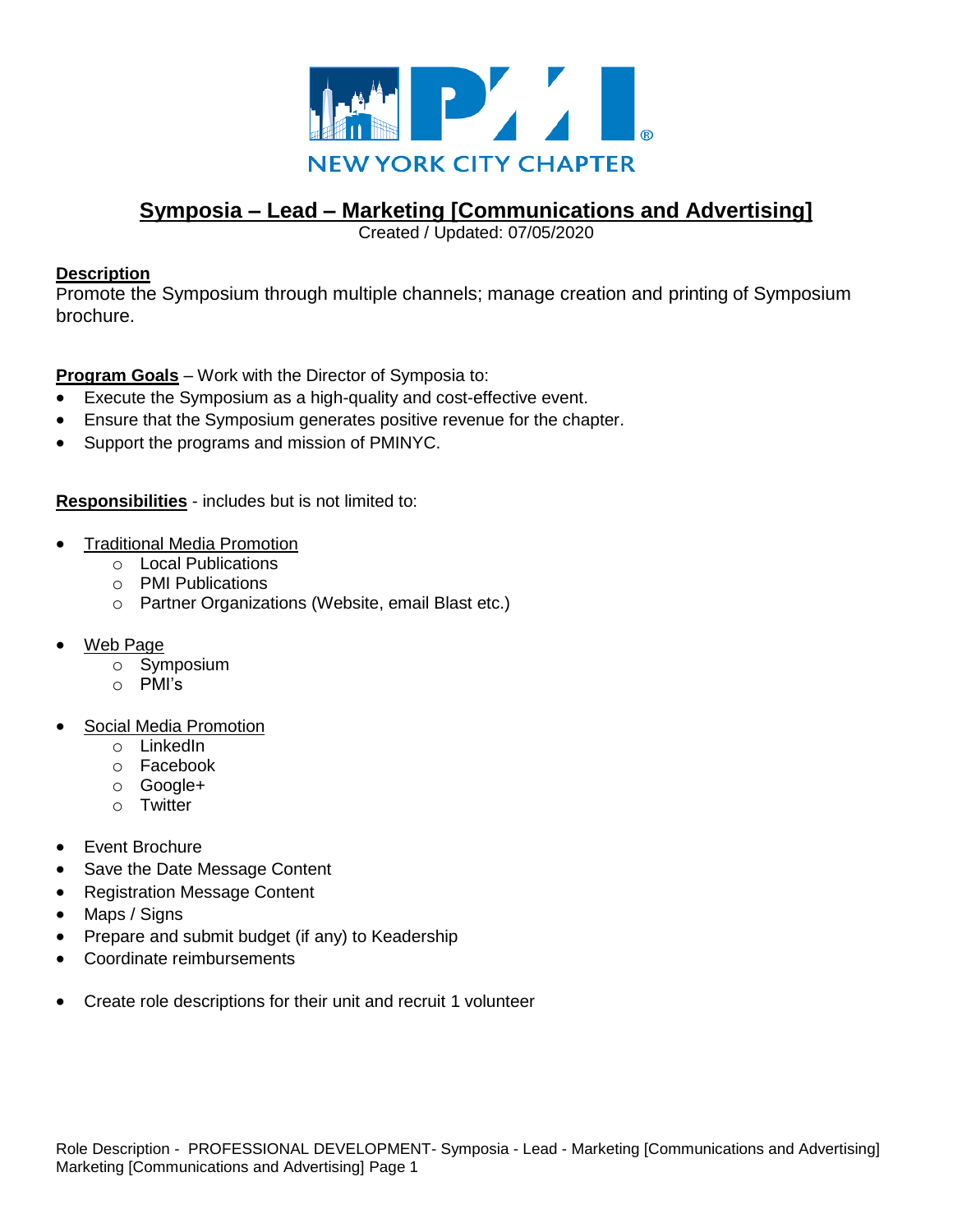NEW YORK CITY CHAPTER

# Symposia – Lead – Marketing [Communications and Advertising]

Created / Updated: 07/05/2020

**Description**

Promote the Symposium through multiple channels; manage creation and printing of Symposium brochure.

**Program Goals** – Work with the Director of Symposia to:

- Execute the Symposium as a high-quality and cost-effective event.
- Ensure that the Symposium generates positive revenue for the chapter.
- Support the programs and mission of PMINYC.

**Responsibilities** - includes but is not limited to:

- Traditional Media Promotion
  - Local Publications
  - PMI Publications
  - Partner Organizations (Website, email Blast etc.)
- Web Page
  - Symposium
  - PMI's
- Social Media Promotion
  - LinkedIn
  - Facebook
  - Google+
  - Twitter
- Event Brochure
- Save the Date Message Content
- Registration Message Content
- Maps / Signs
- Prepare and submit budget (if any) to Keadership
- Coordinate reimbursements
- Create role descriptions for their unit and recruit 1 volunteer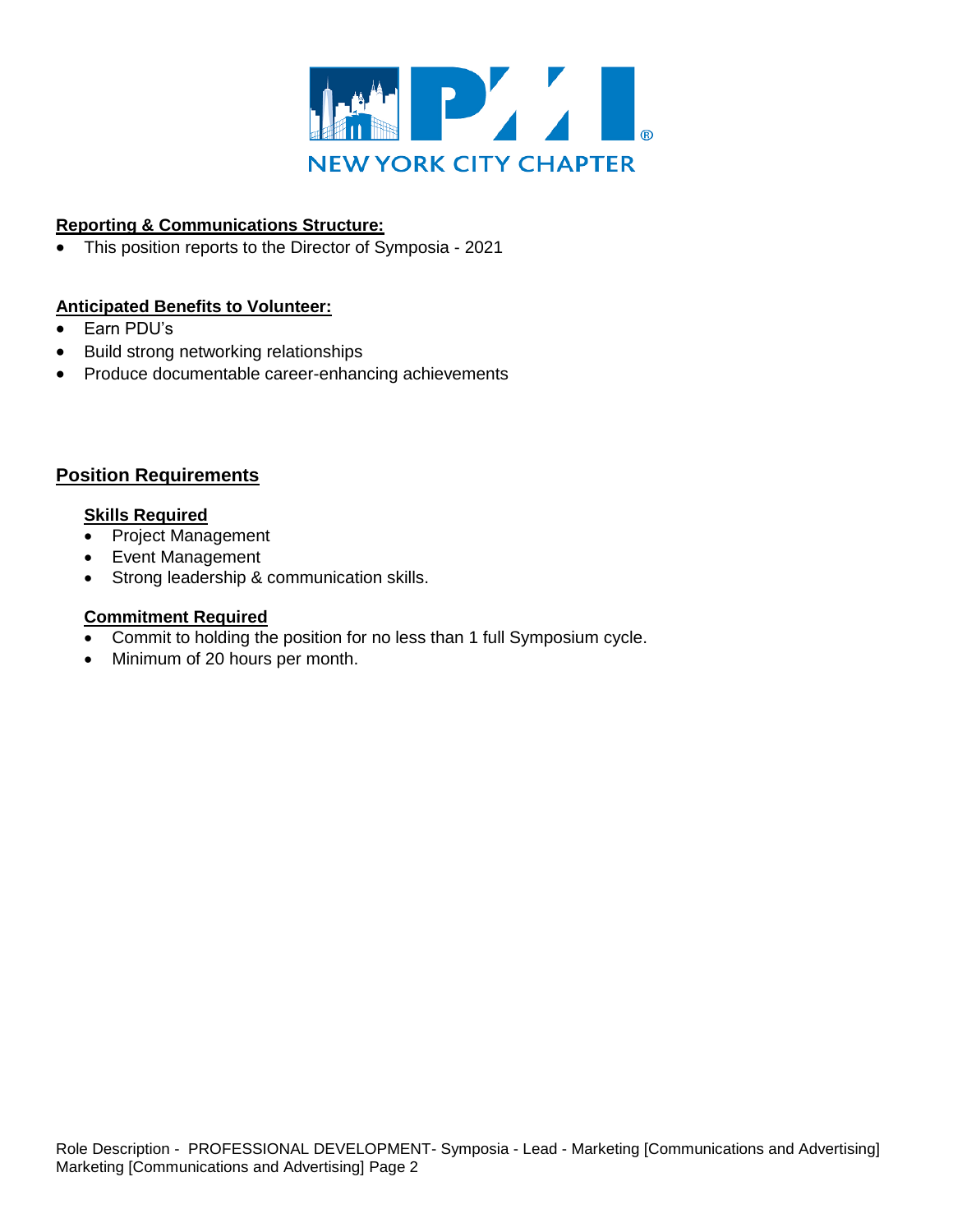## Reporting & Communications Structure:

- This position reports to the Director of Symposia - 2021

## Anticipated Benefits to Volunteer:

- Earn PDU's
- Build strong networking relationships
- Produce documentable career-enhancing achievements

## Position Requirements

### Skills Required

- Project Management
- Event Management
- Strong leadership & communication skills.

### Commitment Required

- Commit to holding the position for no less than 1 full Symposium cycle.
- Minimum of 20 hours per month.